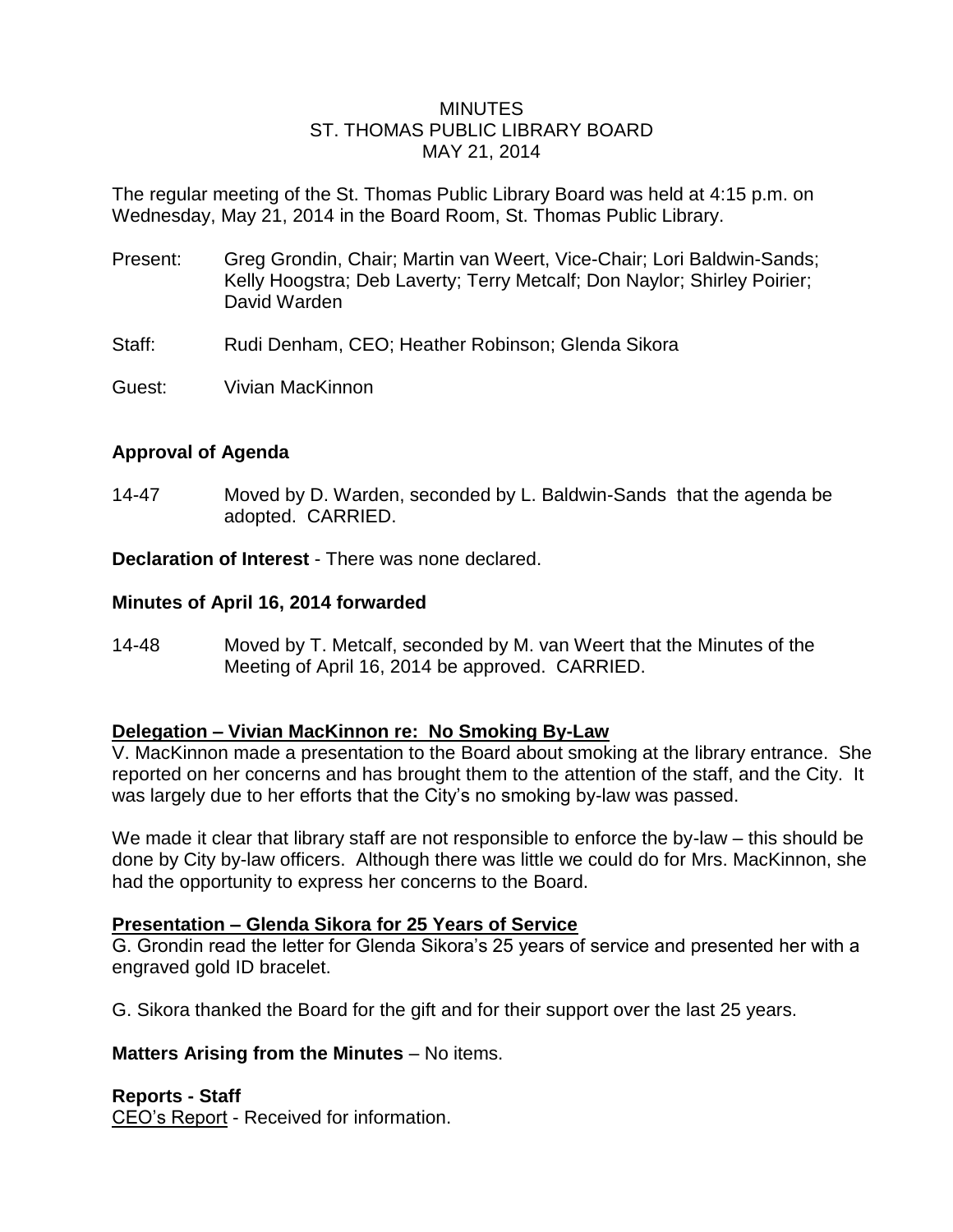# MINUTES
# ST. THOMAS PUBLIC LIBRARY BOARD
# MAY 21, 2014

The regular meeting of the St. Thomas Public Library Board was held at 4:15 p.m. on Wednesday, May 21, 2014 in the Board Room, St. Thomas Public Library.

Present: Greg Grondin, Chair; Martin van Weert, Vice-Chair; Lori Baldwin-Sands; Kelly Hoogstra; Deb Laverty; Terry Metcalf; Don Naylor; Shirley Poirier; David Warden

Staff: Rudi Denham, CEO; Heather Robinson; Glenda Sikora

Guest: Vivian MacKinnon

**Approval of Agenda**

14-47 Moved by D. Warden, seconded by L. Baldwin-Sands that the agenda be adopted. CARRIED.

**Declaration of Interest** - There was none declared.

**Minutes of April 16, 2014 forwarded**

14-48 Moved by T. Metcalf, seconded by M. van Weert that the Minutes of the Meeting of April 16, 2014 be approved. CARRIED.

**Delegation – Vivian MacKinnon re: No Smoking By-Law**

V. MacKinnon made a presentation to the Board about smoking at the library entrance. She reported on her concerns and has brought them to the attention of the staff, and the City. It was largely due to her efforts that the City's no smoking by-law was passed.

We made it clear that library staff are not responsible to enforce the by-law – this should be done by City by-law officers. Although there was little we could do for Mrs. MacKinnon, she had the opportunity to express her concerns to the Board.

**Presentation – Glenda Sikora for 25 Years of Service**

G. Grondin read the letter for Glenda Sikora's 25 years of service and presented her with a engraved gold ID bracelet.

G. Sikora thanked the Board for the gift and for their support over the last 25 years.

**Matters Arising from the Minutes** – No items.

**Reports - Staff**

CEO's Report - Received for information.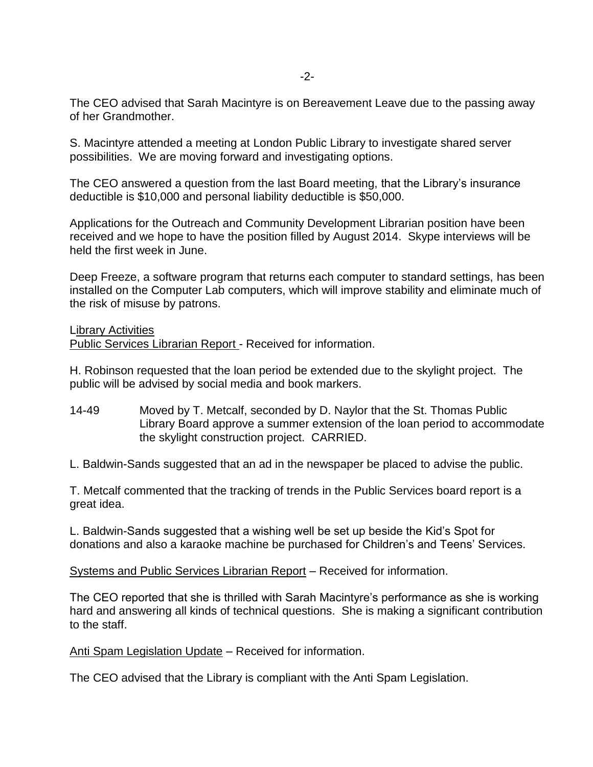The CEO advised that Sarah Macintyre is on Bereavement Leave due to the passing away of her Grandmother.

S. Macintyre attended a meeting at London Public Library to investigate shared server possibilities. We are moving forward and investigating options.

The CEO answered a question from the last Board meeting, that the Library's insurance deductible is $10,000 and personal liability deductible is $50,000.

Applications for the Outreach and Community Development Librarian position have been received and we hope to have the position filled by August 2014. Skype interviews will be held the first week in June.

Deep Freeze, a software program that returns each computer to standard settings, has been installed on the Computer Lab computers, which will improve stability and eliminate much of the risk of misuse by patrons.

Library Activities

Public Services Librarian Report - Received for information.

H. Robinson requested that the loan period be extended due to the skylight project. The public will be advised by social media and book markers.

14-49 Moved by T. Metcalf, seconded by D. Naylor that the St. Thomas Public Library Board approve a summer extension of the loan period to accommodate the skylight construction project. CARRIED.

L. Baldwin-Sands suggested that an ad in the newspaper be placed to advise the public.

T. Metcalf commented that the tracking of trends in the Public Services board report is a great idea.

L. Baldwin-Sands suggested that a wishing well be set up beside the Kid's Spot for donations and also a karaoke machine be purchased for Children's and Teens' Services.

Systems and Public Services Librarian Report – Received for information.

The CEO reported that she is thrilled with Sarah Macintyre's performance as she is working hard and answering all kinds of technical questions. She is making a significant contribution to the staff.

Anti Spam Legislation Update – Received for information.

The CEO advised that the Library is compliant with the Anti Spam Legislation.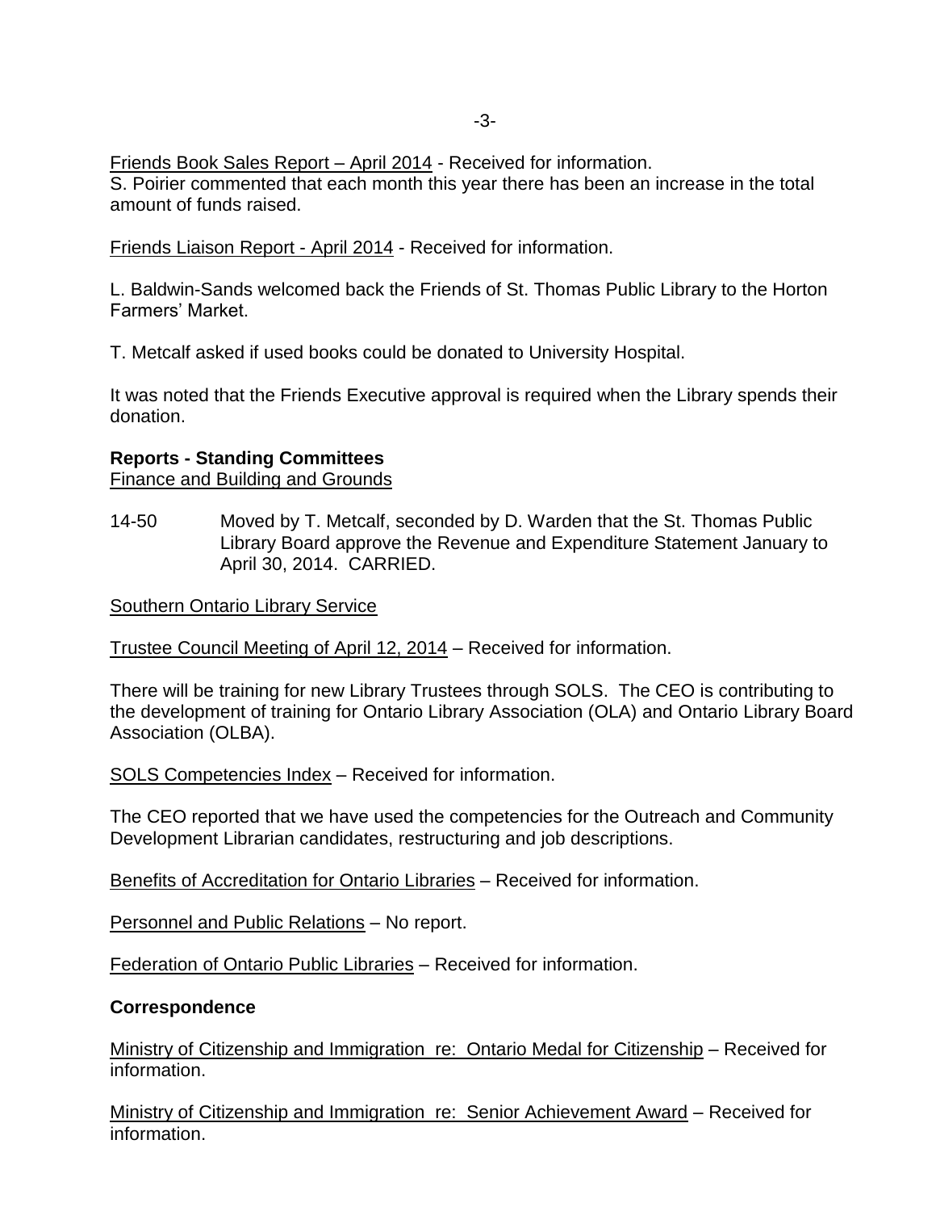Friends Book Sales Report – April 2014 - Received for information.
S. Poirier commented that each month this year there has been an increase in the total amount of funds raised.

Friends Liaison Report - April 2014 - Received for information.

L. Baldwin-Sands welcomed back the Friends of St. Thomas Public Library to the Horton Farmers' Market.

T. Metcalf asked if used books could be donated to University Hospital.

It was noted that the Friends Executive approval is required when the Library spends their donation.

**Reports - Standing Committees**
Finance and Building and Grounds

14-50 Moved by T. Metcalf, seconded by D. Warden that the St. Thomas Public Library Board approve the Revenue and Expenditure Statement January to April 30, 2014. CARRIED.

Southern Ontario Library Service

Trustee Council Meeting of April 12, 2014 – Received for information.

There will be training for new Library Trustees through SOLS. The CEO is contributing to the development of training for Ontario Library Association (OLA) and Ontario Library Board Association (OLBA).

SOLS Competencies Index – Received for information.

The CEO reported that we have used the competencies for the Outreach and Community Development Librarian candidates, restructuring and job descriptions.

Benefits of Accreditation for Ontario Libraries – Received for information.

Personnel and Public Relations – No report.

Federation of Ontario Public Libraries – Received for information.

**Correspondence**

Ministry of Citizenship and Immigration re: Ontario Medal for Citizenship – Received for information.

Ministry of Citizenship and Immigration re: Senior Achievement Award – Received for information.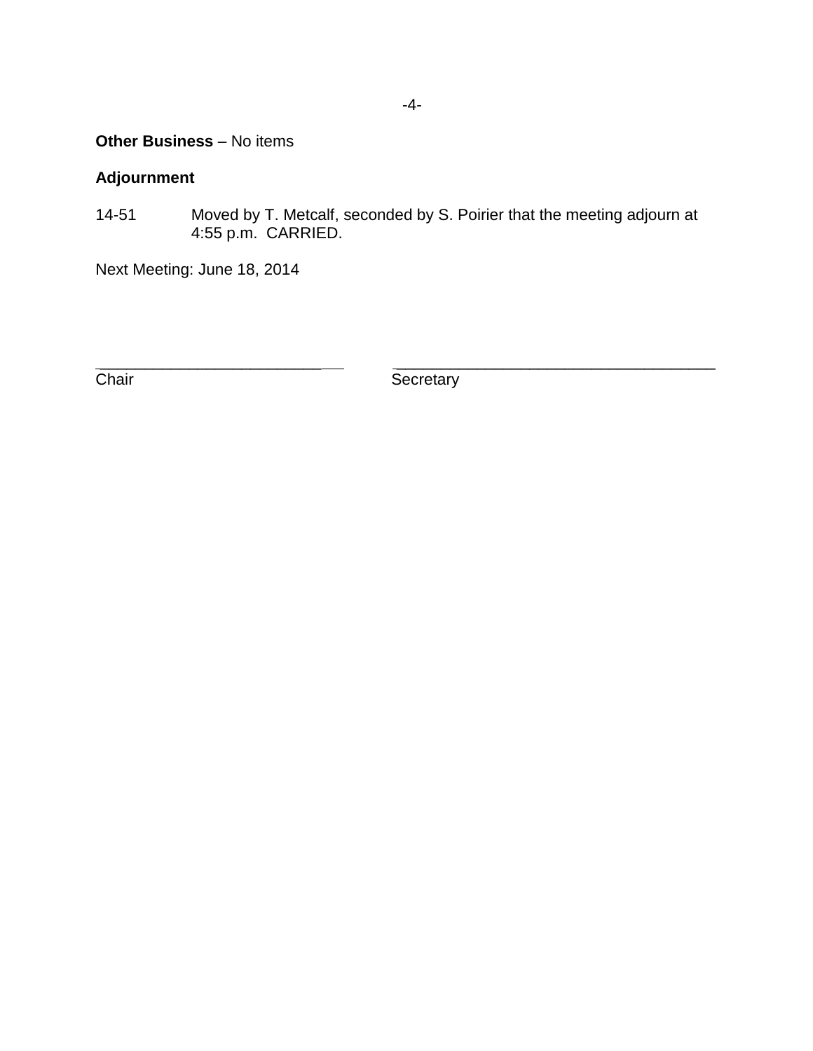**Other Business** – No items

**Adjournment**

14-51 Moved by T. Metcalf, seconded by S. Poirier that the meeting adjourn at 4:55 p.m. CARRIED.

Next Meeting: June 18, 2014

| | |
|---|---|
| ___________________________ | ___________________________________ |
| Chair | Secretary |